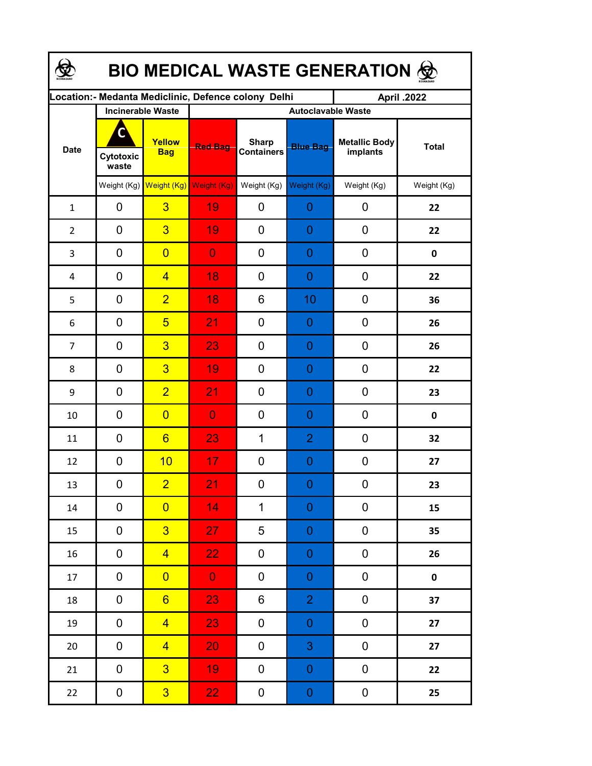# BIO MEDICAL WASTE GENERATION

| Location:- Medanta Mediclinic, Defence colony Delhi | | | | | | | April .2022 |
|---|---|---|---|---|---|---|---|
| Date | Incinerable Waste | | Autoclavable Waste | | | | |
| | C Cytotoxic waste | Yellow Bag | Red Bag | Sharp Containers | Blue Bag | Metallic Body implants | Total |
| | Weight (Kg) | Weight (Kg) | Weight (Kg) | Weight (Kg) | Weight (Kg) | Weight (Kg) | Weight (Kg) |
| 1 | 0 | 3 | 19 | 0 | 0 | 0 | **22** |
| 2 | 0 | 3 | 19 | 0 | 0 | 0 | **22** |
| 3 | 0 | 0 | 0 | 0 | 0 | 0 | **0** |
| 4 | 0 | 4 | 18 | 0 | 0 | 0 | **22** |
| 5 | 0 | 2 | 18 | 6 | 10 | 0 | **36** |
| 6 | 0 | 5 | 21 | 0 | 0 | 0 | **26** |
| 7 | 0 | 3 | 23 | 0 | 0 | 0 | **26** |
| 8 | 0 | 3 | 19 | 0 | 0 | 0 | **22** |
| 9 | 0 | 2 | 21 | 0 | 0 | 0 | **23** |
| 10 | 0 | 0 | 0 | 0 | 0 | 0 | **0** |
| 11 | 0 | 6 | 23 | 1 | 2 | 0 | **32** |
| 12 | 0 | 10 | 17 | 0 | 0 | 0 | **27** |
| 13 | 0 | 2 | 21 | 0 | 0 | 0 | **23** |
| 14 | 0 | 0 | 14 | 1 | 0 | 0 | **15** |
| 15 | 0 | 3 | 27 | 5 | 0 | 0 | **35** |
| 16 | 0 | 4 | 22 | 0 | 0 | 0 | **26** |
| 17 | 0 | 0 | 0 | 0 | 0 | 0 | **0** |
| 18 | 0 | 6 | 23 | 6 | 2 | 0 | **37** |
| 19 | 0 | 4 | 23 | 0 | 0 | 0 | **27** |
| 20 | 0 | 4 | 20 | 0 | 3 | 0 | **27** |
| 21 | 0 | 3 | 19 | 0 | 0 | 0 | **22** |
| 22 | 0 | 3 | 22 | 0 | 0 | 0 | **25** |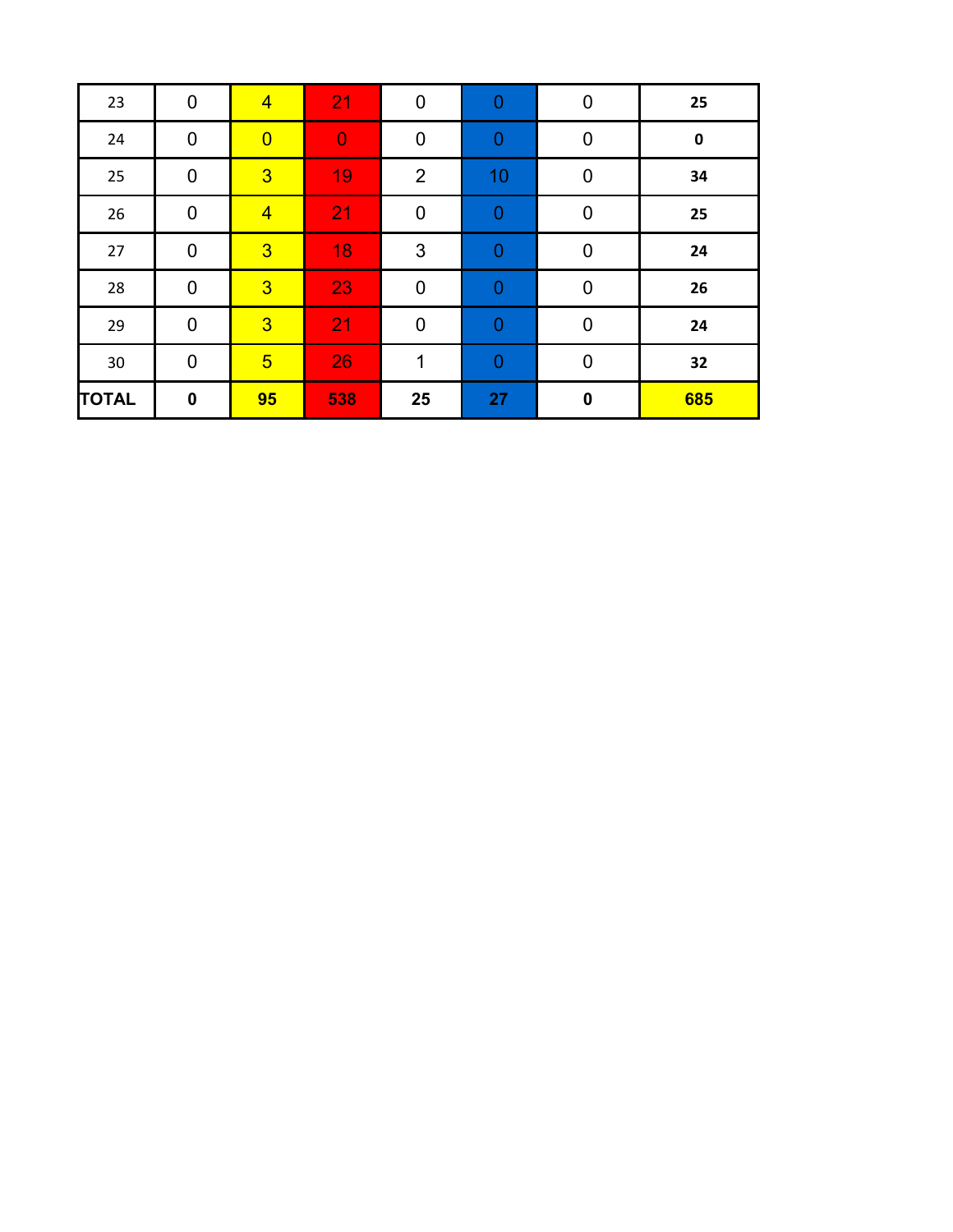| 23 | 0 | 4 | 21 | 0 | 0 | 0 | 25 |
|---|---|---|---|---|---|---|---|
| 24 | 0 | 0 | 0 | 0 | 0 | 0 | 0 |
| 25 | 0 | 3 | 19 | 2 | 10 | 0 | 34 |
| 26 | 0 | 4 | 21 | 0 | 0 | 0 | 25 |
| 27 | 0 | 3 | 18 | 3 | 0 | 0 | 24 |
| 28 | 0 | 3 | 23 | 0 | 0 | 0 | 26 |
| 29 | 0 | 3 | 21 | 0 | 0 | 0 | 24 |
| 30 | 0 | 5 | 26 | 1 | 0 | 0 | 32 |
| **TOTAL** | **0** | **95** | **538** | **25** | **27** | **0** | **685** |